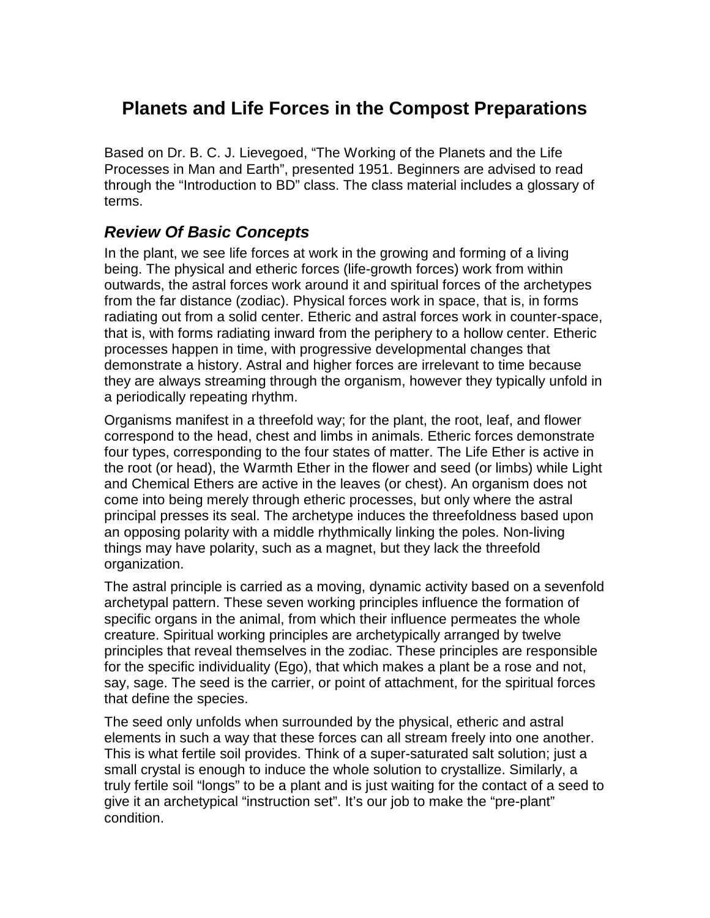# Planets and Life Forces in the Compost Preparations

Based on Dr. B. C. J. Lievegoed, "The Working of the Planets and the Life Processes in Man and Earth", presented 1951. Beginners are advised to read through the "Introduction to BD" class. The class material includes a glossary of terms.

## *Review Of Basic Concepts*

In the plant, we see life forces at work in the growing and forming of a living being. The physical and etheric forces (life-growth forces) work from within outwards, the astral forces work around it and spiritual forces of the archetypes from the far distance (zodiac). Physical forces work in space, that is, in forms radiating out from a solid center. Etheric and astral forces work in counter-space, that is, with forms radiating inward from the periphery to a hollow center. Etheric processes happen in time, with progressive developmental changes that demonstrate a history. Astral and higher forces are irrelevant to time because they are always streaming through the organism, however they typically unfold in a periodically repeating rhythm.

Organisms manifest in a threefold way; for the plant, the root, leaf, and flower correspond to the head, chest and limbs in animals. Etheric forces demonstrate four types, corresponding to the four states of matter. The Life Ether is active in the root (or head), the Warmth Ether in the flower and seed (or limbs) while Light and Chemical Ethers are active in the leaves (or chest). An organism does not come into being merely through etheric processes, but only where the astral principal presses its seal. The archetype induces the threefoldness based upon an opposing polarity with a middle rhythmically linking the poles. Non-living things may have polarity, such as a magnet, but they lack the threefold organization.

The astral principle is carried as a moving, dynamic activity based on a sevenfold archetypal pattern. These seven working principles influence the formation of specific organs in the animal, from which their influence permeates the whole creature. Spiritual working principles are archetypically arranged by twelve principles that reveal themselves in the zodiac. These principles are responsible for the specific individuality (Ego), that which makes a plant be a rose and not, say, sage. The seed is the carrier, or point of attachment, for the spiritual forces that define the species.

The seed only unfolds when surrounded by the physical, etheric and astral elements in such a way that these forces can all stream freely into one another. This is what fertile soil provides. Think of a super-saturated salt solution; just a small crystal is enough to induce the whole solution to crystallize. Similarly, a truly fertile soil "longs" to be a plant and is just waiting for the contact of a seed to give it an archetypical "instruction set". It's our job to make the "pre-plant" condition.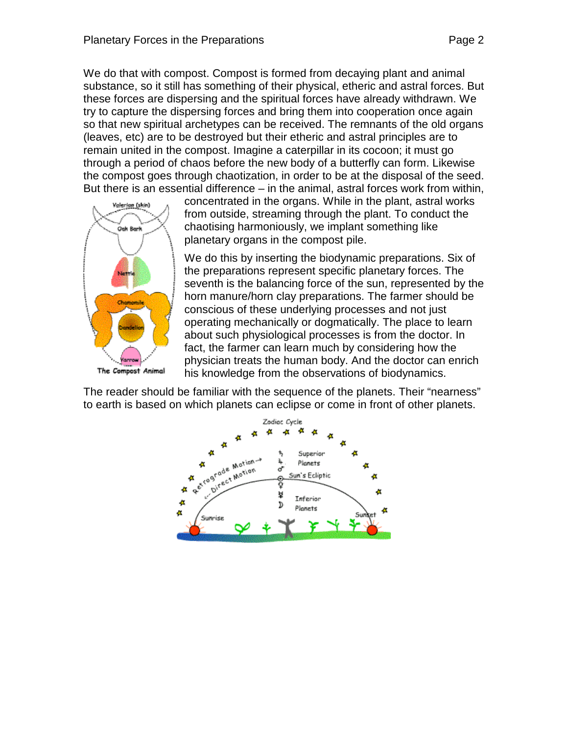We do that with compost. Compost is formed from decaying plant and animal substance, so it still has something of their physical, etheric and astral forces. But these forces are dispersing and the spiritual forces have already withdrawn. We try to capture the dispersing forces and bring them into cooperation once again so that new spiritual archetypes can be received. The remnants of the old organs (leaves, etc) are to be destroyed but their etheric and astral principles are to remain united in the compost. Imagine a caterpillar in its cocoon; it must go through a period of chaos before the new body of a butterfly can form. Likewise the compost goes through chaotization, in order to be at the disposal of the seed. But there is an essential difference – in the animal, astral forces work from within, concentrated in the organs. While in the plant, astral works from outside, streaming through the plant. To conduct the chaotising harmoniously, we implant something like planetary organs in the compost pile.

We do this by inserting the biodynamic preparations. Six of the preparations represent specific planetary forces. The seventh is the balancing force of the sun, represented by the horn manure/horn clay preparations. The farmer should be conscious of these underlying processes and not just operating mechanically or dogmatically. The place to learn about such physiological processes is from the doctor. In fact, the farmer can learn much by considering how the physician treats the human body. And the doctor can enrich his knowledge from the observations of biodynamics.

The reader should be familiar with the sequence of the planets. Their "nearness" to earth is based on which planets can eclipse or come in front of other planets.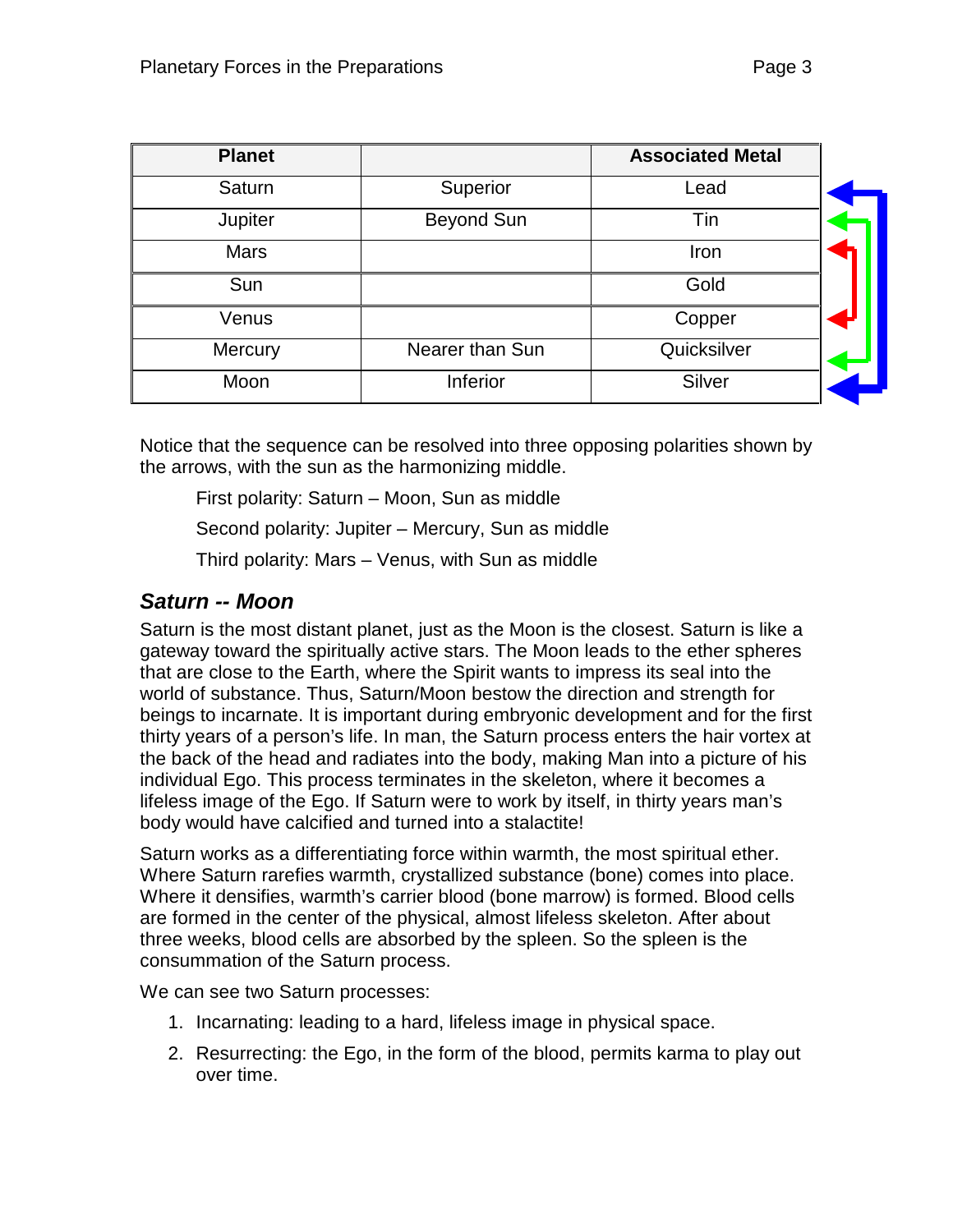| Planet | | Associated Metal |
|---|---|---|
| Saturn | Superior | Lead |
| Jupiter | Beyond Sun | Tin |
| Mars | | Iron |
| Sun | | Gold |
| Venus | | Copper |
| Mercury | Nearer than Sun | Quicksilver |
| Moon | Inferior | Silver |

Notice that the sequence can be resolved into three opposing polarities shown by the arrows, with the sun as the harmonizing middle.

First polarity: Saturn – Moon, Sun as middle

Second polarity: Jupiter – Mercury, Sun as middle

Third polarity: Mars – Venus, with Sun as middle

## *Saturn -- Moon*

Saturn is the most distant planet, just as the Moon is the closest. Saturn is like a gateway toward the spiritually active stars. The Moon leads to the ether spheres that are close to the Earth, where the Spirit wants to impress its seal into the world of substance. Thus, Saturn/Moon bestow the direction and strength for beings to incarnate. It is important during embryonic development and for the first thirty years of a person's life. In man, the Saturn process enters the hair vortex at the back of the head and radiates into the body, making Man into a picture of his individual Ego. This process terminates in the skeleton, where it becomes a lifeless image of the Ego. If Saturn were to work by itself, in thirty years man's body would have calcified and turned into a stalactite!

Saturn works as a differentiating force within warmth, the most spiritual ether. Where Saturn rarefies warmth, crystallized substance (bone) comes into place. Where it densifies, warmth's carrier blood (bone marrow) is formed. Blood cells are formed in the center of the physical, almost lifeless skeleton. After about three weeks, blood cells are absorbed by the spleen. So the spleen is the consummation of the Saturn process.

We can see two Saturn processes:

1. Incarnating: leading to a hard, lifeless image in physical space.
2. Resurrecting: the Ego, in the form of the blood, permits karma to play out over time.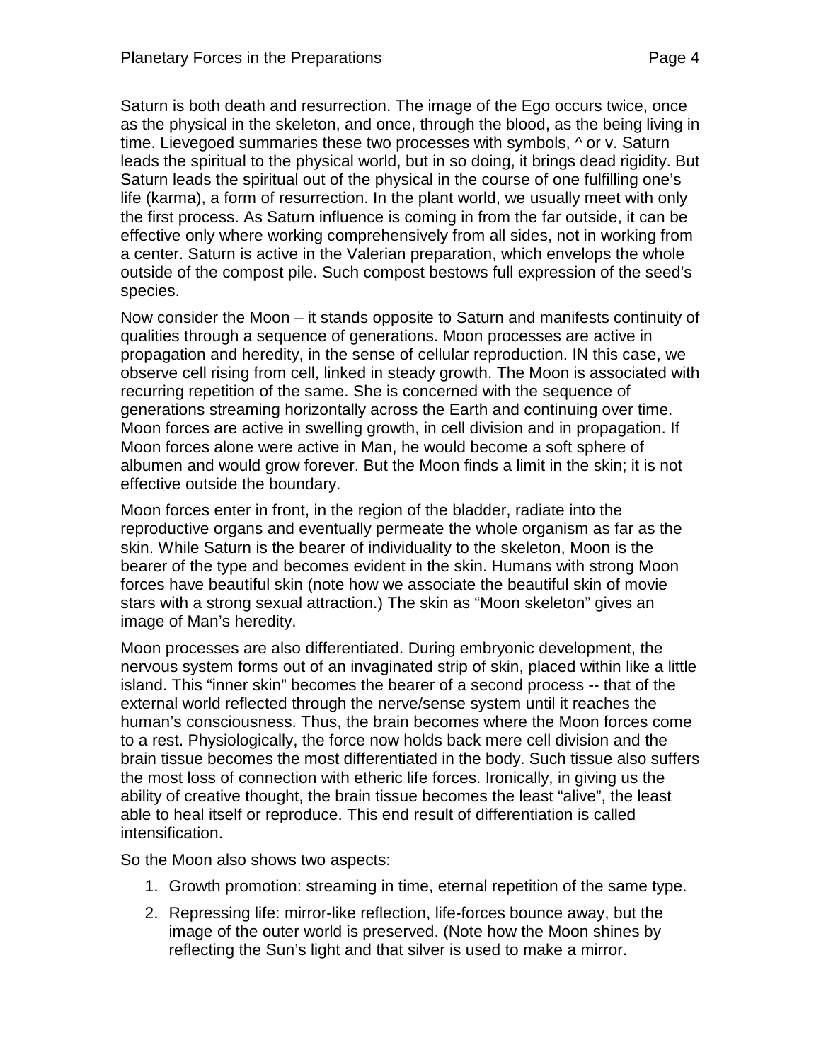Saturn is both death and resurrection. The image of the Ego occurs twice, once as the physical in the skeleton, and once, through the blood, as the being living in time. Lievegoed summaries these two processes with symbols, ^ or v. Saturn leads the spiritual to the physical world, but in so doing, it brings dead rigidity. But Saturn leads the spiritual out of the physical in the course of one fulfilling one's life (karma), a form of resurrection. In the plant world, we usually meet with only the first process. As Saturn influence is coming in from the far outside, it can be effective only where working comprehensively from all sides, not in working from a center. Saturn is active in the Valerian preparation, which envelops the whole outside of the compost pile. Such compost bestows full expression of the seed's species.

Now consider the Moon – it stands opposite to Saturn and manifests continuity of qualities through a sequence of generations. Moon processes are active in propagation and heredity, in the sense of cellular reproduction. IN this case, we observe cell rising from cell, linked in steady growth. The Moon is associated with recurring repetition of the same. She is concerned with the sequence of generations streaming horizontally across the Earth and continuing over time. Moon forces are active in swelling growth, in cell division and in propagation. If Moon forces alone were active in Man, he would become a soft sphere of albumen and would grow forever. But the Moon finds a limit in the skin; it is not effective outside the boundary.

Moon forces enter in front, in the region of the bladder, radiate into the reproductive organs and eventually permeate the whole organism as far as the skin. While Saturn is the bearer of individuality to the skeleton, Moon is the bearer of the type and becomes evident in the skin. Humans with strong Moon forces have beautiful skin (note how we associate the beautiful skin of movie stars with a strong sexual attraction.) The skin as "Moon skeleton" gives an image of Man's heredity.

Moon processes are also differentiated. During embryonic development, the nervous system forms out of an invaginated strip of skin, placed within like a little island. This "inner skin" becomes the bearer of a second process -- that of the external world reflected through the nerve/sense system until it reaches the human's consciousness. Thus, the brain becomes where the Moon forces come to a rest. Physiologically, the force now holds back mere cell division and the brain tissue becomes the most differentiated in the body. Such tissue also suffers the most loss of connection with etheric life forces. Ironically, in giving us the ability of creative thought, the brain tissue becomes the least "alive", the least able to heal itself or reproduce. This end result of differentiation is called intensification.

So the Moon also shows two aspects:

1. Growth promotion: streaming in time, eternal repetition of the same type.
2. Repressing life: mirror-like reflection, life-forces bounce away, but the image of the outer world is preserved. (Note how the Moon shines by reflecting the Sun's light and that silver is used to make a mirror.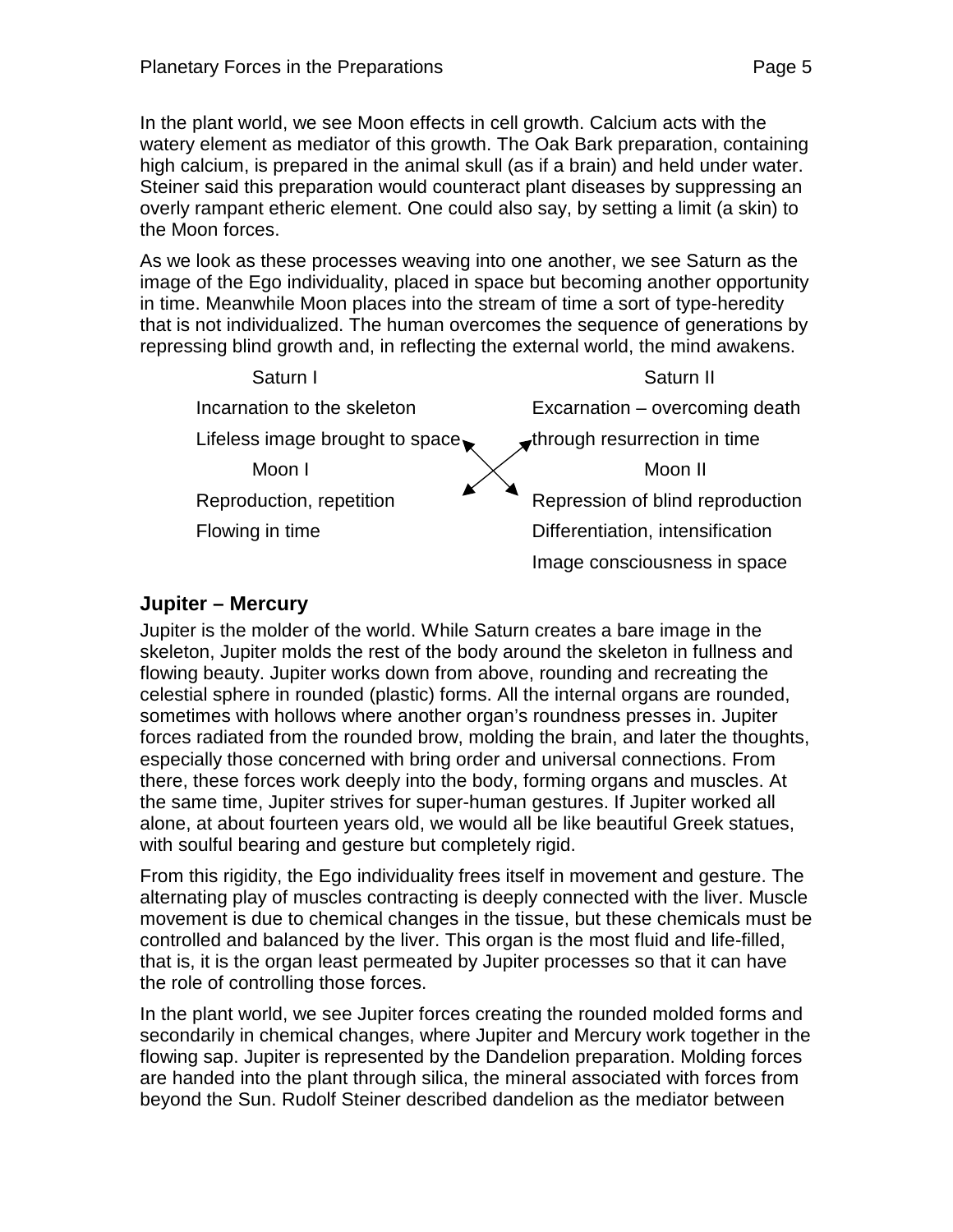In the plant world, we see Moon effects in cell growth. Calcium acts with the watery element as mediator of this growth. The Oak Bark preparation, containing high calcium, is prepared in the animal skull (as if a brain) and held under water. Steiner said this preparation would counteract plant diseases by suppressing an overly rampant etheric element. One could also say, by setting a limit (a skin) to the Moon forces.

As we look as these processes weaving into one another, we see Saturn as the image of the Ego individuality, placed in space but becoming another opportunity in time. Meanwhile Moon places into the stream of time a sort of type-heredity that is not individualized. The human overcomes the sequence of generations by repressing blind growth and, in reflecting the external world, the mind awakens.

| Saturn I | Saturn II |
|---|---|
| Incarnation to the skeleton | Excarnation – overcoming death |
| Lifeless image brought to space | through resurrection in time |
| **Moon I** | **Moon II** |
| Reproduction, repetition | Repression of blind reproduction |
| Flowing in time | Differentiation, intensification |
| | Image consciousness in space |

## Jupiter – Mercury

Jupiter is the molder of the world. While Saturn creates a bare image in the skeleton, Jupiter molds the rest of the body around the skeleton in fullness and flowing beauty. Jupiter works down from above, rounding and recreating the celestial sphere in rounded (plastic) forms. All the internal organs are rounded, sometimes with hollows where another organ's roundness presses in. Jupiter forces radiated from the rounded brow, molding the brain, and later the thoughts, especially those concerned with bring order and universal connections. From there, these forces work deeply into the body, forming organs and muscles. At the same time, Jupiter strives for super-human gestures. If Jupiter worked all alone, at about fourteen years old, we would all be like beautiful Greek statues, with soulful bearing and gesture but completely rigid.

From this rigidity, the Ego individuality frees itself in movement and gesture. The alternating play of muscles contracting is deeply connected with the liver. Muscle movement is due to chemical changes in the tissue, but these chemicals must be controlled and balanced by the liver. This organ is the most fluid and life-filled, that is, it is the organ least permeated by Jupiter processes so that it can have the role of controlling those forces.

In the plant world, we see Jupiter forces creating the rounded molded forms and secondarily in chemical changes, where Jupiter and Mercury work together in the flowing sap. Jupiter is represented by the Dandelion preparation. Molding forces are handed into the plant through silica, the mineral associated with forces from beyond the Sun. Rudolf Steiner described dandelion as the mediator between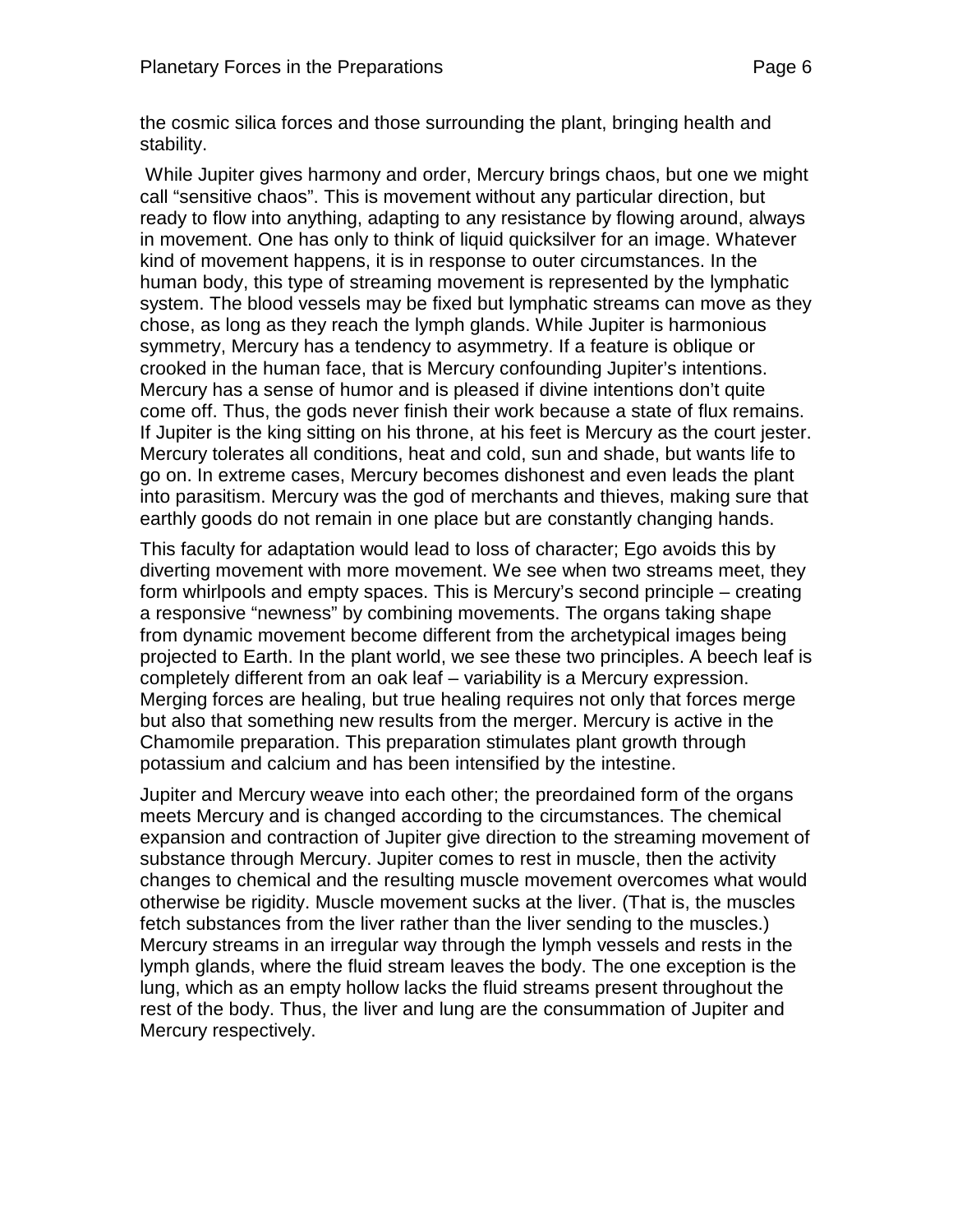the cosmic silica forces and those surrounding the plant, bringing health and stability.

While Jupiter gives harmony and order, Mercury brings chaos, but one we might call "sensitive chaos". This is movement without any particular direction, but ready to flow into anything, adapting to any resistance by flowing around, always in movement. One has only to think of liquid quicksilver for an image. Whatever kind of movement happens, it is in response to outer circumstances. In the human body, this type of streaming movement is represented by the lymphatic system. The blood vessels may be fixed but lymphatic streams can move as they chose, as long as they reach the lymph glands. While Jupiter is harmonious symmetry, Mercury has a tendency to asymmetry. If a feature is oblique or crooked in the human face, that is Mercury confounding Jupiter's intentions. Mercury has a sense of humor and is pleased if divine intentions don't quite come off. Thus, the gods never finish their work because a state of flux remains. If Jupiter is the king sitting on his throne, at his feet is Mercury as the court jester. Mercury tolerates all conditions, heat and cold, sun and shade, but wants life to go on. In extreme cases, Mercury becomes dishonest and even leads the plant into parasitism. Mercury was the god of merchants and thieves, making sure that earthly goods do not remain in one place but are constantly changing hands.

This faculty for adaptation would lead to loss of character; Ego avoids this by diverting movement with more movement. We see when two streams meet, they form whirlpools and empty spaces. This is Mercury's second principle – creating a responsive "newness" by combining movements. The organs taking shape from dynamic movement become different from the archetypical images being projected to Earth. In the plant world, we see these two principles. A beech leaf is completely different from an oak leaf – variability is a Mercury expression. Merging forces are healing, but true healing requires not only that forces merge but also that something new results from the merger. Mercury is active in the Chamomile preparation. This preparation stimulates plant growth through potassium and calcium and has been intensified by the intestine.

Jupiter and Mercury weave into each other; the preordained form of the organs meets Mercury and is changed according to the circumstances. The chemical expansion and contraction of Jupiter give direction to the streaming movement of substance through Mercury. Jupiter comes to rest in muscle, then the activity changes to chemical and the resulting muscle movement overcomes what would otherwise be rigidity. Muscle movement sucks at the liver. (That is, the muscles fetch substances from the liver rather than the liver sending to the muscles.) Mercury streams in an irregular way through the lymph vessels and rests in the lymph glands, where the fluid stream leaves the body. The one exception is the lung, which as an empty hollow lacks the fluid streams present throughout the rest of the body. Thus, the liver and lung are the consummation of Jupiter and Mercury respectively.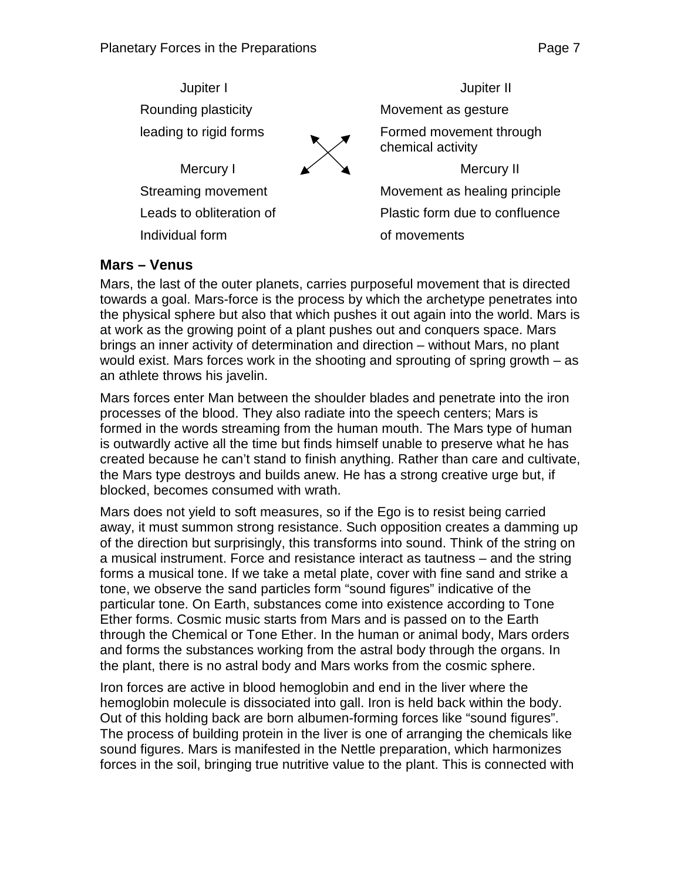| Jupiter I | Jupiter II |
| --- | --- |
| Rounding plasticity | Movement as gesture |
| leading to rigid forms | Formed movement through chemical activity |
| **Mercury I** | **Mercury II** |
| Streaming movement | Movement as healing principle |
| Leads to obliteration of | Plastic form due to confluence |
| Individual form | of movements |

## Mars – Venus

Mars, the last of the outer planets, carries purposeful movement that is directed towards a goal. Mars-force is the process by which the archetype penetrates into the physical sphere but also that which pushes it out again into the world. Mars is at work as the growing point of a plant pushes out and conquers space. Mars brings an inner activity of determination and direction – without Mars, no plant would exist. Mars forces work in the shooting and sprouting of spring growth – as an athlete throws his javelin.

Mars forces enter Man between the shoulder blades and penetrate into the iron processes of the blood. They also radiate into the speech centers; Mars is formed in the words streaming from the human mouth. The Mars type of human is outwardly active all the time but finds himself unable to preserve what he has created because he can't stand to finish anything. Rather than care and cultivate, the Mars type destroys and builds anew. He has a strong creative urge but, if blocked, becomes consumed with wrath.

Mars does not yield to soft measures, so if the Ego is to resist being carried away, it must summon strong resistance. Such opposition creates a damming up of the direction but surprisingly, this transforms into sound. Think of the string on a musical instrument. Force and resistance interact as tautness – and the string forms a musical tone. If we take a metal plate, cover with fine sand and strike a tone, we observe the sand particles form "sound figures" indicative of the particular tone. On Earth, substances come into existence according to Tone Ether forms. Cosmic music starts from Mars and is passed on to the Earth through the Chemical or Tone Ether. In the human or animal body, Mars orders and forms the substances working from the astral body through the organs. In the plant, there is no astral body and Mars works from the cosmic sphere.

Iron forces are active in blood hemoglobin and end in the liver where the hemoglobin molecule is dissociated into gall. Iron is held back within the body. Out of this holding back are born albumen-forming forces like "sound figures". The process of building protein in the liver is one of arranging the chemicals like sound figures. Mars is manifested in the Nettle preparation, which harmonizes forces in the soil, bringing true nutritive value to the plant. This is connected with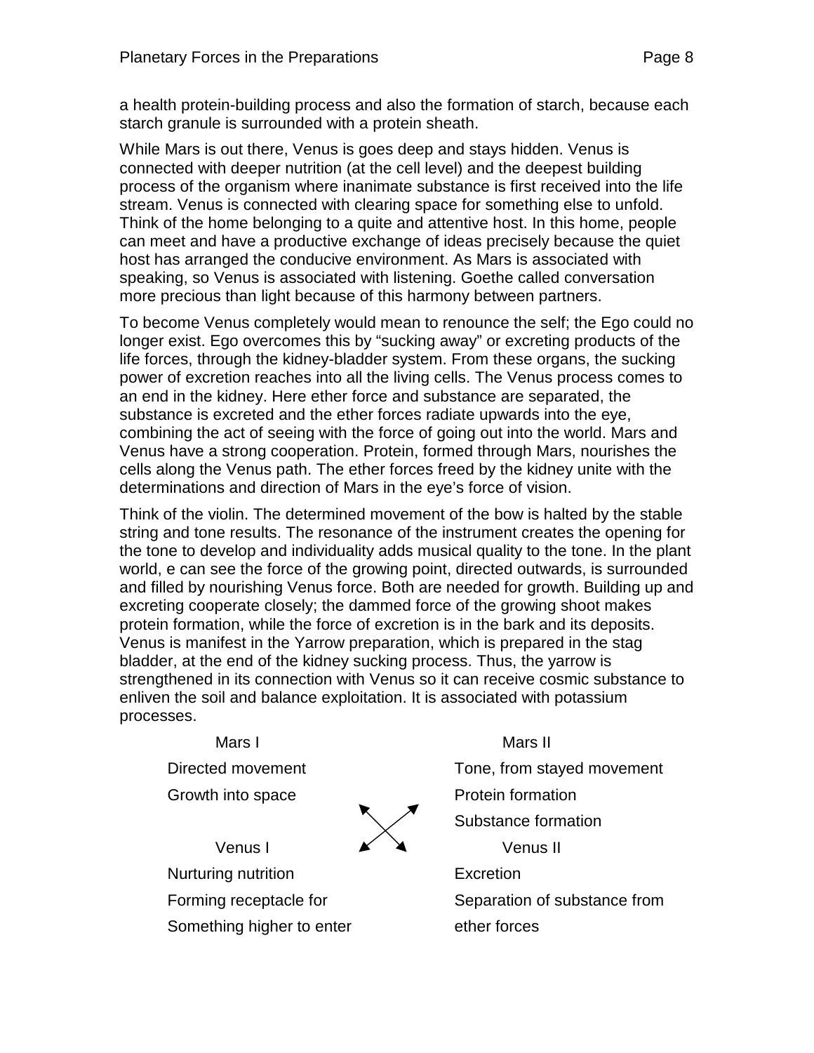a health protein-building process and also the formation of starch, because each starch granule is surrounded with a protein sheath.

While Mars is out there, Venus is goes deep and stays hidden. Venus is connected with deeper nutrition (at the cell level) and the deepest building process of the organism where inanimate substance is first received into the life stream. Venus is connected with clearing space for something else to unfold. Think of the home belonging to a quite and attentive host. In this home, people can meet and have a productive exchange of ideas precisely because the quiet host has arranged the conducive environment. As Mars is associated with speaking, so Venus is associated with listening. Goethe called conversation more precious than light because of this harmony between partners.

To become Venus completely would mean to renounce the self; the Ego could no longer exist. Ego overcomes this by "sucking away" or excreting products of the life forces, through the kidney-bladder system. From these organs, the sucking power of excretion reaches into all the living cells. The Venus process comes to an end in the kidney. Here ether force and substance are separated, the substance is excreted and the ether forces radiate upwards into the eye, combining the act of seeing with the force of going out into the world. Mars and Venus have a strong cooperation. Protein, formed through Mars, nourishes the cells along the Venus path. The ether forces freed by the kidney unite with the determinations and direction of Mars in the eye's force of vision.

Think of the violin. The determined movement of the bow is halted by the stable string and tone results. The resonance of the instrument creates the opening for the tone to develop and individuality adds musical quality to the tone. In the plant world, e can see the force of the growing point, directed outwards, is surrounded and filled by nourishing Venus force. Both are needed for growth. Building up and excreting cooperate closely; the dammed force of the growing shoot makes protein formation, while the force of excretion is in the bark and its deposits. Venus is manifest in the Yarrow preparation, which is prepared in the stag bladder, at the end of the kidney sucking process. Thus, the yarrow is strengthened in its connection with Venus so it can receive cosmic substance to enliven the soil and balance exploitation. It is associated with potassium processes.

| Mars I | | Mars II |
|---|---|---|
| Directed movement | | Tone, from stayed movement |
| Growth into space | ⤡⤢ | Protein formation |
| | | Substance formation |
| **Venus I** | | **Venus II** |
| Nurturing nutrition | | Excretion |
| Forming receptacle for Something higher to enter | | Separation of substance from ether forces |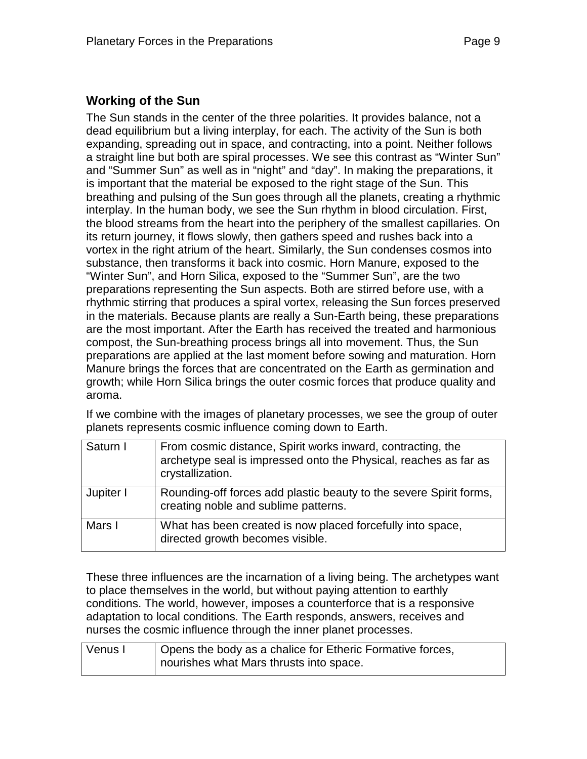## Working of the Sun

The Sun stands in the center of the three polarities. It provides balance, not a dead equilibrium but a living interplay, for each. The activity of the Sun is both expanding, spreading out in space, and contracting, into a point. Neither follows a straight line but both are spiral processes. We see this contrast as "Winter Sun" and "Summer Sun" as well as in "night" and "day". In making the preparations, it is important that the material be exposed to the right stage of the Sun. This breathing and pulsing of the Sun goes through all the planets, creating a rhythmic interplay. In the human body, we see the Sun rhythm in blood circulation. First, the blood streams from the heart into the periphery of the smallest capillaries. On its return journey, it flows slowly, then gathers speed and rushes back into a vortex in the right atrium of the heart. Similarly, the Sun condenses cosmos into substance, then transforms it back into cosmic. Horn Manure, exposed to the "Winter Sun", and Horn Silica, exposed to the "Summer Sun", are the two preparations representing the Sun aspects. Both are stirred before use, with a rhythmic stirring that produces a spiral vortex, releasing the Sun forces preserved in the materials. Because plants are really a Sun-Earth being, these preparations are the most important. After the Earth has received the treated and harmonious compost, the Sun-breathing process brings all into movement. Thus, the Sun preparations are applied at the last moment before sowing and maturation. Horn Manure brings the forces that are concentrated on the Earth as germination and growth; while Horn Silica brings the outer cosmic forces that produce quality and aroma.

If we combine with the images of planetary processes, we see the group of outer planets represents cosmic influence coming down to Earth.

| | |
|---|---|
| Saturn I | From cosmic distance, Spirit works inward, contracting, the archetype seal is impressed onto the Physical, reaches as far as crystallization. |
| Jupiter I | Rounding-off forces add plastic beauty to the severe Spirit forms, creating noble and sublime patterns. |
| Mars I | What has been created is now placed forcefully into space, directed growth becomes visible. |

These three influences are the incarnation of a living being. The archetypes want to place themselves in the world, but without paying attention to earthly conditions. The world, however, imposes a counterforce that is a responsive adaptation to local conditions. The Earth responds, answers, receives and nurses the cosmic influence through the inner planet processes.

| | |
|---|---|
| Venus I | Opens the body as a chalice for Etheric Formative forces, nourishes what Mars thrusts into space. |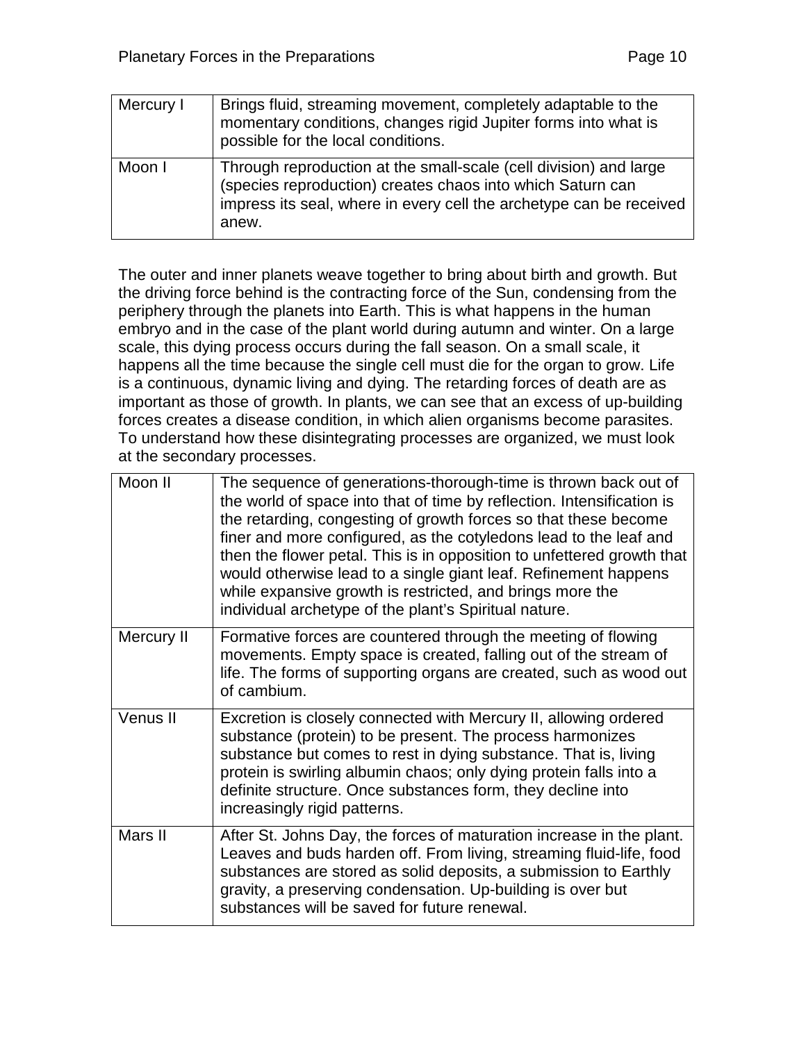| Mercury I | Brings fluid, streaming movement, completely adaptable to the momentary conditions, changes rigid Jupiter forms into what is possible for the local conditions. |
|---|---|
| Moon I | Through reproduction at the small-scale (cell division) and large (species reproduction) creates chaos into which Saturn can impress its seal, where in every cell the archetype can be received anew. |

The outer and inner planets weave together to bring about birth and growth. But the driving force behind is the contracting force of the Sun, condensing from the periphery through the planets into Earth. This is what happens in the human embryo and in the case of the plant world during autumn and winter. On a large scale, this dying process occurs during the fall season. On a small scale, it happens all the time because the single cell must die for the organ to grow. Life is a continuous, dynamic living and dying. The retarding forces of death are as important as those of growth. In plants, we can see that an excess of up-building forces creates a disease condition, in which alien organisms become parasites. To understand how these disintegrating processes are organized, we must look at the secondary processes.

| Moon II | The sequence of generations-thorough-time is thrown back out of the world of space into that of time by reflection. Intensification is the retarding, congesting of growth forces so that these become finer and more configured, as the cotyledons lead to the leaf and then the flower petal. This is in opposition to unfettered growth that would otherwise lead to a single giant leaf. Refinement happens while expansive growth is restricted, and brings more the individual archetype of the plant's Spiritual nature. |
|---|---|
| Mercury II | Formative forces are countered through the meeting of flowing movements. Empty space is created, falling out of the stream of life. The forms of supporting organs are created, such as wood out of cambium. |
| Venus II | Excretion is closely connected with Mercury II, allowing ordered substance (protein) to be present. The process harmonizes substance but comes to rest in dying substance. That is, living protein is swirling albumin chaos; only dying protein falls into a definite structure. Once substances form, they decline into increasingly rigid patterns. |
| Mars II | After St. Johns Day, the forces of maturation increase in the plant. Leaves and buds harden off. From living, streaming fluid-life, food substances are stored as solid deposits, a submission to Earthly gravity, a preserving condensation. Up-building is over but substances will be saved for future renewal. |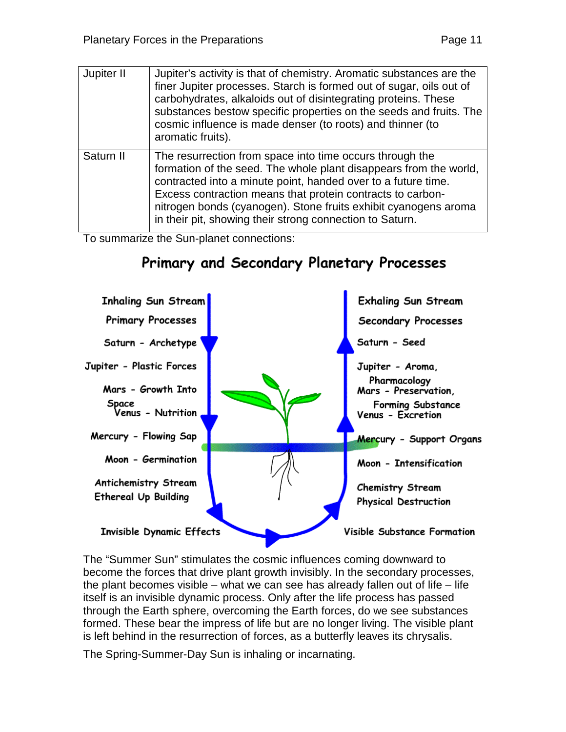| Jupiter II | Jupiter's activity is that of chemistry. Aromatic substances are the finer Jupiter processes. Starch is formed out of sugar, oils out of carbohydrates, alkaloids out of disintegrating proteins. These substances bestow specific properties on the seeds and fruits. The cosmic influence is made denser (to roots) and thinner (to aromatic fruits). |
|---|---|
| Saturn II | The resurrection from space into time occurs through the formation of the seed. The whole plant disappears from the world, contracted into a minute point, handed over to a future time. Excess contraction means that protein contracts to carbon-nitrogen bonds (cyanogen). Stone fruits exhibit cyanogens aroma in their pit, showing their strong connection to Saturn. |

To summarize the Sun-planet connections:

## Primary and Secondary Planetary Processes

**Inhaling Sun Stream**
**Primary Processes**

- Saturn - Archetype
- Jupiter - Plastic Forces
- Mars - Growth Into Space
- Venus - Nutrition
- Mercury - Flowing Sap
- Moon - Germination

Antichemistry Stream
Ethereal Up Building

Invisible Dynamic Effects

**Exhaling Sun Stream**
**Secondary Processes**

- Saturn - Seed
- Jupiter - Aroma, Pharmacology
- Mars - Preservation, Forming Substance
- Venus - Excretion
- Mercury - Support Organs
- Moon - Intensification

Chemistry Stream
Physical Destruction

Visible Substance Formation

The "Summer Sun" stimulates the cosmic influences coming downward to become the forces that drive plant growth invisibly. In the secondary processes, the plant becomes visible – what we can see has already fallen out of life – life itself is an invisible dynamic process. Only after the life process has passed through the Earth sphere, overcoming the Earth forces, do we see substances formed. These bear the impress of life but are no longer living. The visible plant is left behind in the resurrection of forces, as a butterfly leaves its chrysalis.

The Spring-Summer-Day Sun is inhaling or incarnating.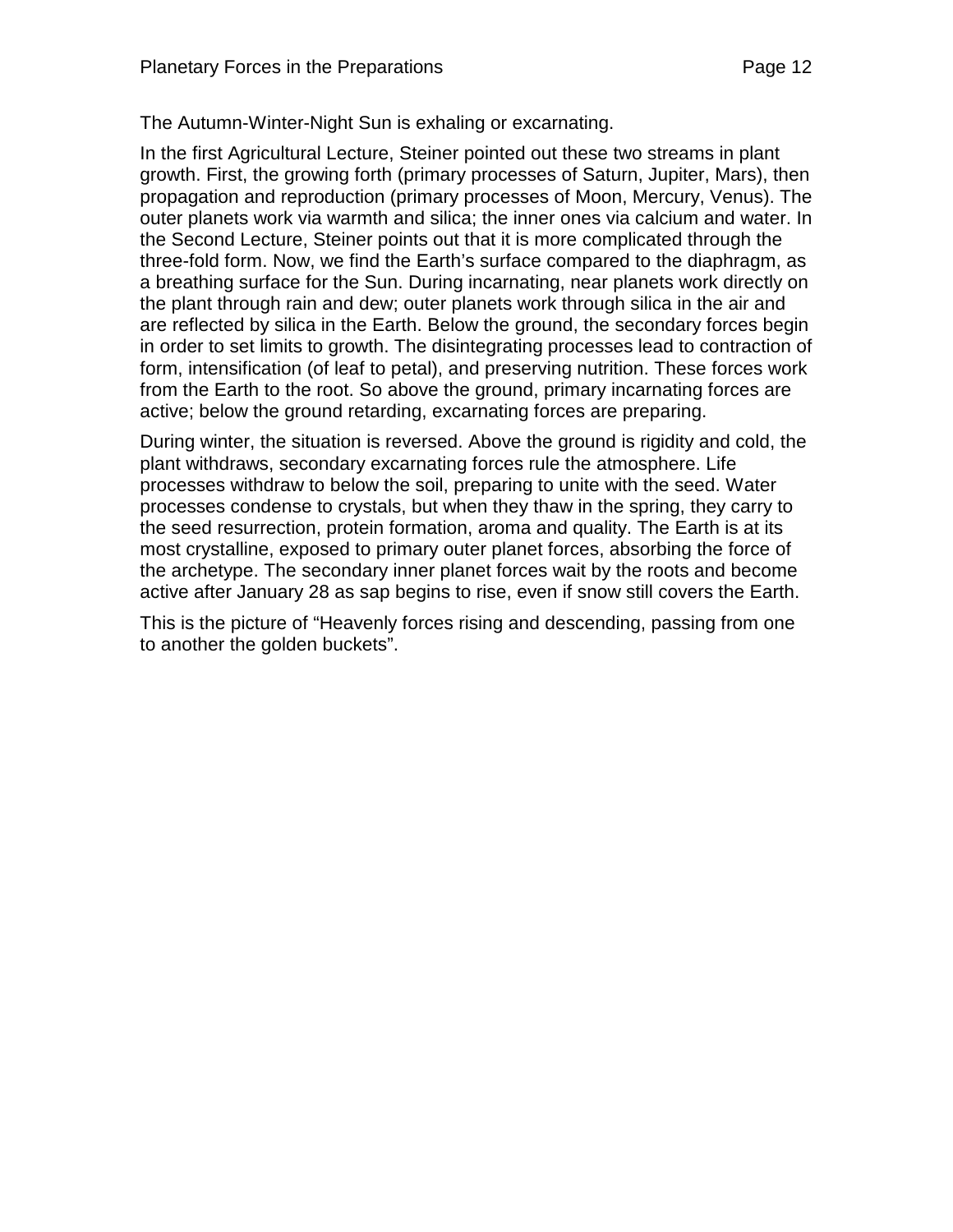The Autumn-Winter-Night Sun is exhaling or excarnating.

In the first Agricultural Lecture, Steiner pointed out these two streams in plant growth. First, the growing forth (primary processes of Saturn, Jupiter, Mars), then propagation and reproduction (primary processes of Moon, Mercury, Venus). The outer planets work via warmth and silica; the inner ones via calcium and water. In the Second Lecture, Steiner points out that it is more complicated through the three-fold form. Now, we find the Earth's surface compared to the diaphragm, as a breathing surface for the Sun. During incarnating, near planets work directly on the plant through rain and dew; outer planets work through silica in the air and are reflected by silica in the Earth. Below the ground, the secondary forces begin in order to set limits to growth. The disintegrating processes lead to contraction of form, intensification (of leaf to petal), and preserving nutrition. These forces work from the Earth to the root. So above the ground, primary incarnating forces are active; below the ground retarding, excarnating forces are preparing.

During winter, the situation is reversed. Above the ground is rigidity and cold, the plant withdraws, secondary excarnating forces rule the atmosphere. Life processes withdraw to below the soil, preparing to unite with the seed. Water processes condense to crystals, but when they thaw in the spring, they carry to the seed resurrection, protein formation, aroma and quality. The Earth is at its most crystalline, exposed to primary outer planet forces, absorbing the force of the archetype. The secondary inner planet forces wait by the roots and become active after January 28 as sap begins to rise, even if snow still covers the Earth.

This is the picture of "Heavenly forces rising and descending, passing from one to another the golden buckets".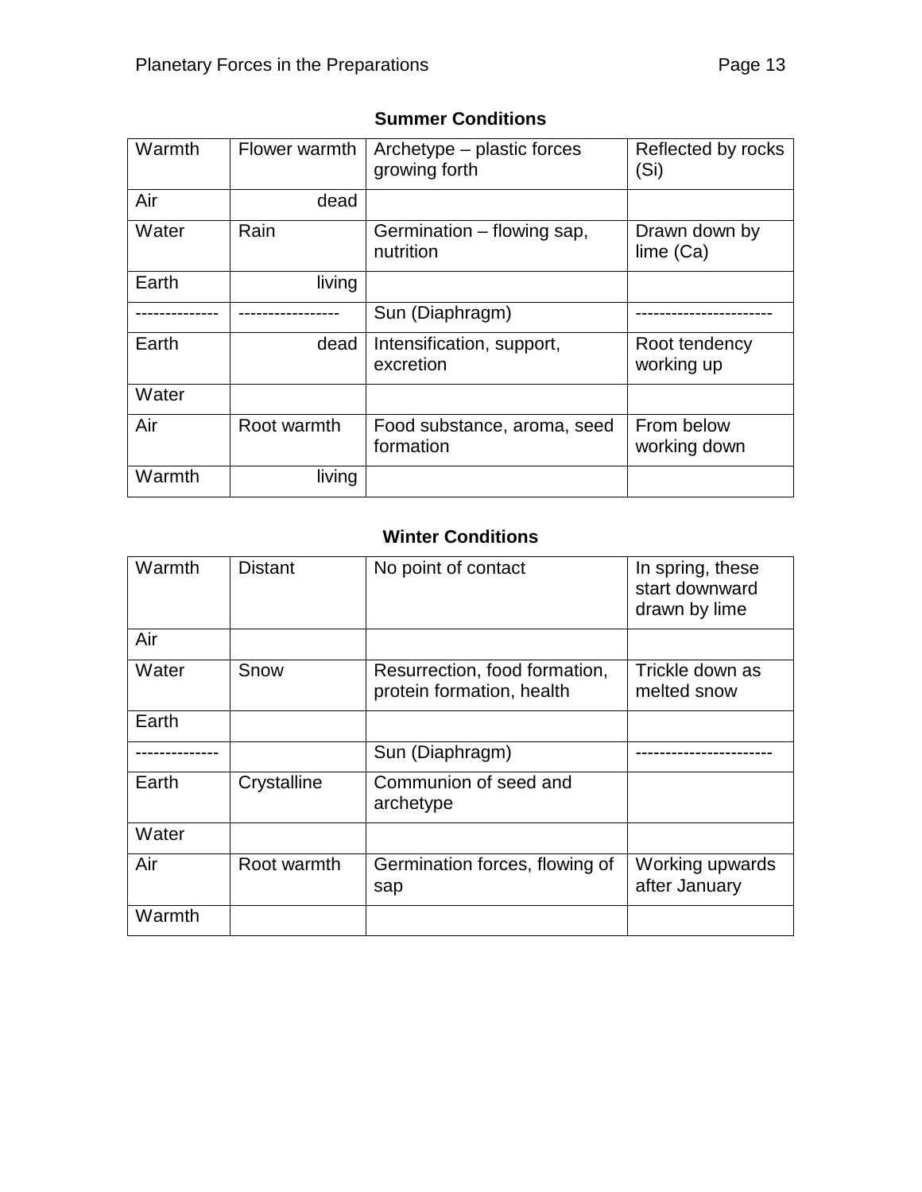**Summer Conditions**

| | | | |
|---|---|---|---|
| Warmth | Flower warmth | Archetype – plastic forces growing forth | Reflected by rocks (Si) |
| Air | dead | | |
| Water | Rain | Germination – flowing sap, nutrition | Drawn down by lime (Ca) |
| Earth | living | | |
| ------------- | ---------------- | Sun (Diaphragm) | ---------------------- |
| Earth | dead | Intensification, support, excretion | Root tendency working up |
| Water | | | |
| Air | Root warmth | Food substance, aroma, seed formation | From below working down |
| Warmth | living | | |

**Winter Conditions**

| | | | |
|---|---|---|---|
| Warmth | Distant | No point of contact | In spring, these start downward drawn by lime |
| Air | | | |
| Water | Snow | Resurrection, food formation, protein formation, health | Trickle down as melted snow |
| Earth | | | |
| ------------- | | Sun (Diaphragm) | ---------------------- |
| Earth | Crystalline | Communion of seed and archetype | |
| Water | | | |
| Air | Root warmth | Germination forces, flowing of sap | Working upwards after January |
| Warmth | | | |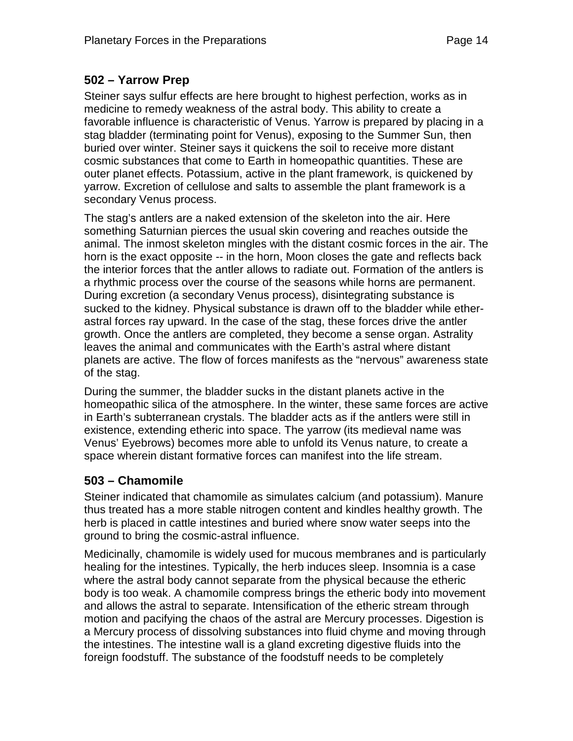## 502 – Yarrow Prep

Steiner says sulfur effects are here brought to highest perfection, works as in medicine to remedy weakness of the astral body. This ability to create a favorable influence is characteristic of Venus. Yarrow is prepared by placing in a stag bladder (terminating point for Venus), exposing to the Summer Sun, then buried over winter. Steiner says it quickens the soil to receive more distant cosmic substances that come to Earth in homeopathic quantities. These are outer planet effects. Potassium, active in the plant framework, is quickened by yarrow. Excretion of cellulose and salts to assemble the plant framework is a secondary Venus process.

The stag's antlers are a naked extension of the skeleton into the air. Here something Saturnian pierces the usual skin covering and reaches outside the animal. The inmost skeleton mingles with the distant cosmic forces in the air. The horn is the exact opposite -- in the horn, Moon closes the gate and reflects back the interior forces that the antler allows to radiate out. Formation of the antlers is a rhythmic process over the course of the seasons while horns are permanent. During excretion (a secondary Venus process), disintegrating substance is sucked to the kidney. Physical substance is drawn off to the bladder while ether-astral forces ray upward. In the case of the stag, these forces drive the antler growth. Once the antlers are completed, they become a sense organ. Astrality leaves the animal and communicates with the Earth's astral where distant planets are active. The flow of forces manifests as the "nervous" awareness state of the stag.

During the summer, the bladder sucks in the distant planets active in the homeopathic silica of the atmosphere. In the winter, these same forces are active in Earth's subterranean crystals. The bladder acts as if the antlers were still in existence, extending etheric into space. The yarrow (its medieval name was Venus' Eyebrows) becomes more able to unfold its Venus nature, to create a space wherein distant formative forces can manifest into the life stream.

## 503 – Chamomile

Steiner indicated that chamomile as simulates calcium (and potassium). Manure thus treated has a more stable nitrogen content and kindles healthy growth. The herb is placed in cattle intestines and buried where snow water seeps into the ground to bring the cosmic-astral influence.

Medicinally, chamomile is widely used for mucous membranes and is particularly healing for the intestines. Typically, the herb induces sleep. Insomnia is a case where the astral body cannot separate from the physical because the etheric body is too weak. A chamomile compress brings the etheric body into movement and allows the astral to separate. Intensification of the etheric stream through motion and pacifying the chaos of the astral are Mercury processes. Digestion is a Mercury process of dissolving substances into fluid chyme and moving through the intestines. The intestine wall is a gland excreting digestive fluids into the foreign foodstuff. The substance of the foodstuff needs to be completely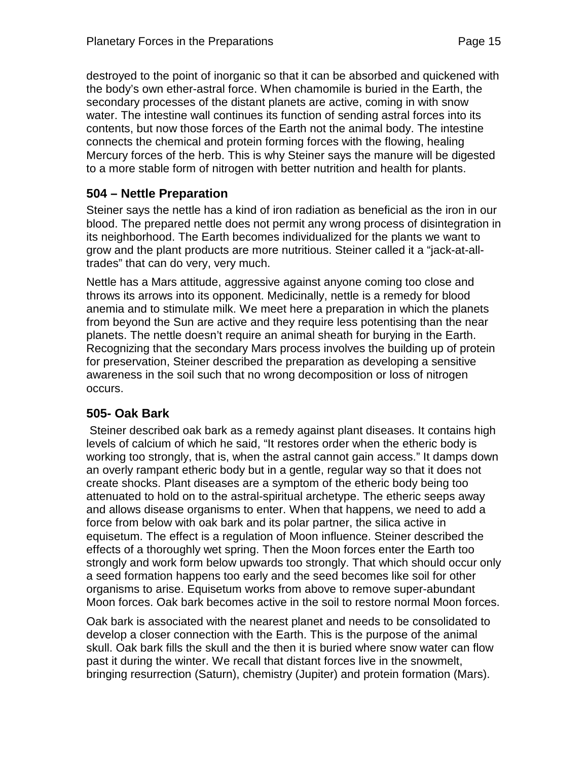destroyed to the point of inorganic so that it can be absorbed and quickened with the body's own ether-astral force. When chamomile is buried in the Earth, the secondary processes of the distant planets are active, coming in with snow water. The intestine wall continues its function of sending astral forces into its contents, but now those forces of the Earth not the animal body. The intestine connects the chemical and protein forming forces with the flowing, healing Mercury forces of the herb. This is why Steiner says the manure will be digested to a more stable form of nitrogen with better nutrition and health for plants.

## 504 – Nettle Preparation

Steiner says the nettle has a kind of iron radiation as beneficial as the iron in our blood. The prepared nettle does not permit any wrong process of disintegration in its neighborhood. The Earth becomes individualized for the plants we want to grow and the plant products are more nutritious. Steiner called it a "jack-at-all-trades" that can do very, very much.

Nettle has a Mars attitude, aggressive against anyone coming too close and throws its arrows into its opponent. Medicinally, nettle is a remedy for blood anemia and to stimulate milk. We meet here a preparation in which the planets from beyond the Sun are active and they require less potentising than the near planets. The nettle doesn't require an animal sheath for burying in the Earth. Recognizing that the secondary Mars process involves the building up of protein for preservation, Steiner described the preparation as developing a sensitive awareness in the soil such that no wrong decomposition or loss of nitrogen occurs.

## 505- Oak Bark

Steiner described oak bark as a remedy against plant diseases. It contains high levels of calcium of which he said, "It restores order when the etheric body is working too strongly, that is, when the astral cannot gain access." It damps down an overly rampant etheric body but in a gentle, regular way so that it does not create shocks. Plant diseases are a symptom of the etheric body being too attenuated to hold on to the astral-spiritual archetype. The etheric seeps away and allows disease organisms to enter. When that happens, we need to add a force from below with oak bark and its polar partner, the silica active in equisetum. The effect is a regulation of Moon influence. Steiner described the effects of a thoroughly wet spring. Then the Moon forces enter the Earth too strongly and work form below upwards too strongly. That which should occur only a seed formation happens too early and the seed becomes like soil for other organisms to arise. Equisetum works from above to remove super-abundant Moon forces. Oak bark becomes active in the soil to restore normal Moon forces.

Oak bark is associated with the nearest planet and needs to be consolidated to develop a closer connection with the Earth. This is the purpose of the animal skull. Oak bark fills the skull and the then it is buried where snow water can flow past it during the winter. We recall that distant forces live in the snowmelt, bringing resurrection (Saturn), chemistry (Jupiter) and protein formation (Mars).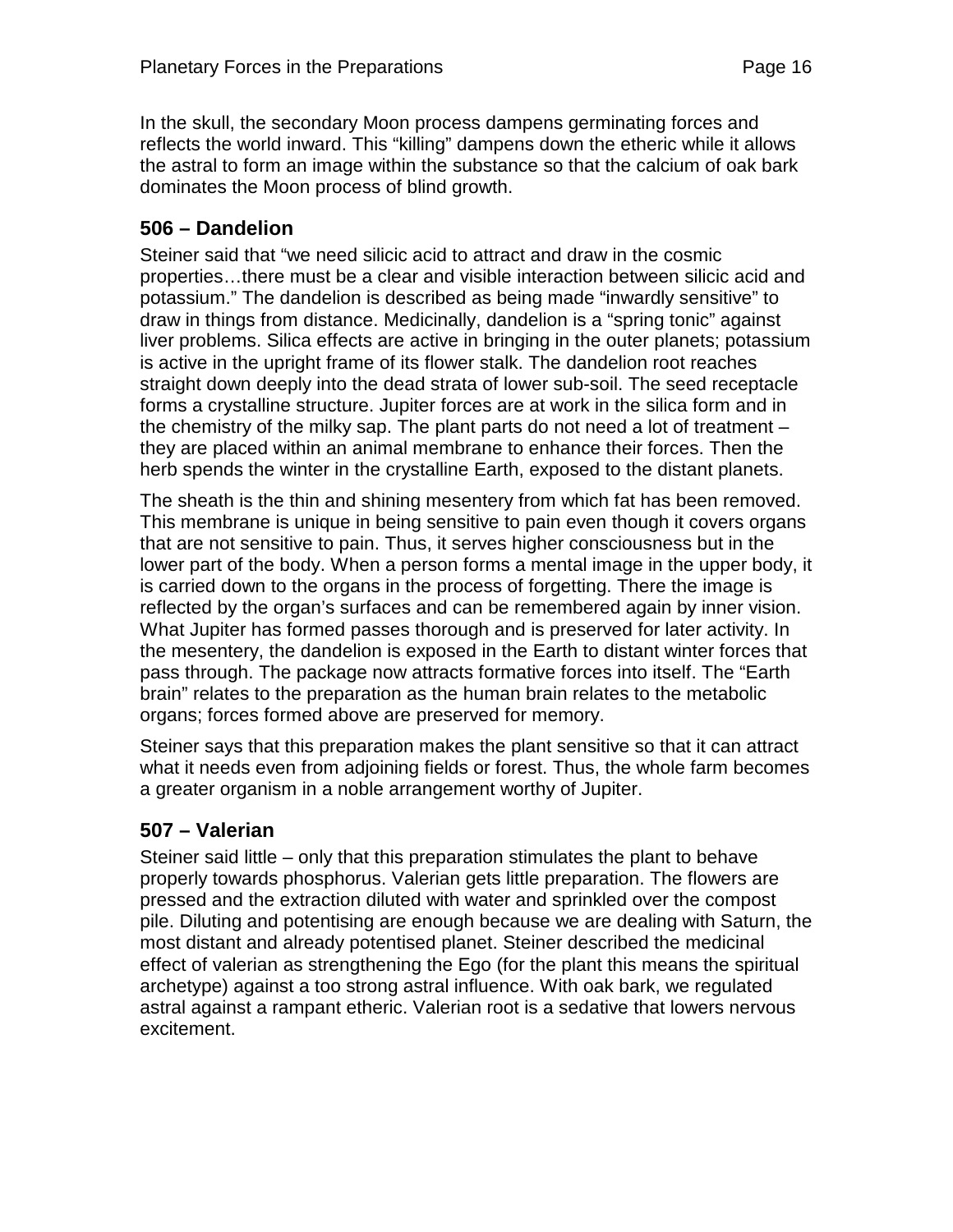In the skull, the secondary Moon process dampens germinating forces and reflects the world inward. This "killing" dampens down the etheric while it allows the astral to form an image within the substance so that the calcium of oak bark dominates the Moon process of blind growth.

## 506 – Dandelion

Steiner said that "we need silicic acid to attract and draw in the cosmic properties…there must be a clear and visible interaction between silicic acid and potassium." The dandelion is described as being made "inwardly sensitive" to draw in things from distance. Medicinally, dandelion is a "spring tonic" against liver problems. Silica effects are active in bringing in the outer planets; potassium is active in the upright frame of its flower stalk. The dandelion root reaches straight down deeply into the dead strata of lower sub-soil. The seed receptacle forms a crystalline structure. Jupiter forces are at work in the silica form and in the chemistry of the milky sap. The plant parts do not need a lot of treatment – they are placed within an animal membrane to enhance their forces. Then the herb spends the winter in the crystalline Earth, exposed to the distant planets.

The sheath is the thin and shining mesentery from which fat has been removed. This membrane is unique in being sensitive to pain even though it covers organs that are not sensitive to pain. Thus, it serves higher consciousness but in the lower part of the body. When a person forms a mental image in the upper body, it is carried down to the organs in the process of forgetting. There the image is reflected by the organ's surfaces and can be remembered again by inner vision. What Jupiter has formed passes thorough and is preserved for later activity. In the mesentery, the dandelion is exposed in the Earth to distant winter forces that pass through. The package now attracts formative forces into itself. The "Earth brain" relates to the preparation as the human brain relates to the metabolic organs; forces formed above are preserved for memory.

Steiner says that this preparation makes the plant sensitive so that it can attract what it needs even from adjoining fields or forest. Thus, the whole farm becomes a greater organism in a noble arrangement worthy of Jupiter.

## 507 – Valerian

Steiner said little – only that this preparation stimulates the plant to behave properly towards phosphorus. Valerian gets little preparation. The flowers are pressed and the extraction diluted with water and sprinkled over the compost pile. Diluting and potentising are enough because we are dealing with Saturn, the most distant and already potentised planet. Steiner described the medicinal effect of valerian as strengthening the Ego (for the plant this means the spiritual archetype) against a too strong astral influence. With oak bark, we regulated astral against a rampant etheric. Valerian root is a sedative that lowers nervous excitement.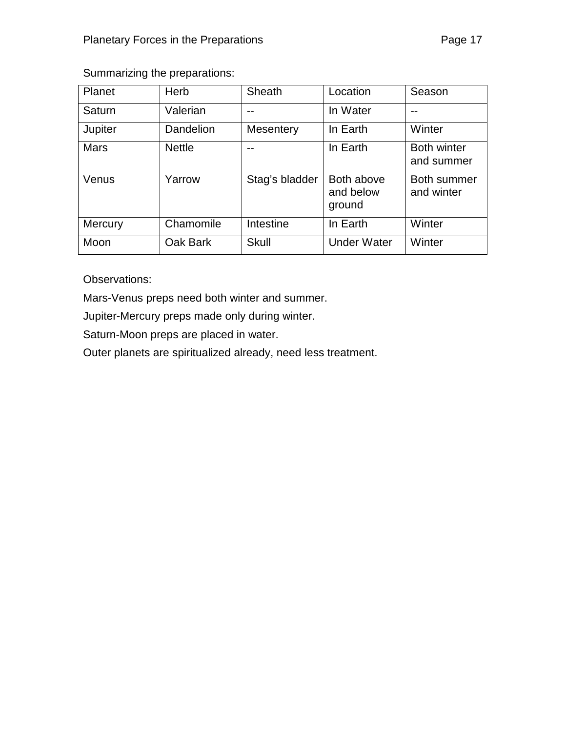Summarizing the preparations:

| Planet | Herb | Sheath | Location | Season |
| --- | --- | --- | --- | --- |
| Saturn | Valerian | -- | In Water | -- |
| Jupiter | Dandelion | Mesentery | In Earth | Winter |
| Mars | Nettle | -- | In Earth | Both winter and summer |
| Venus | Yarrow | Stag's bladder | Both above and below ground | Both summer and winter |
| Mercury | Chamomile | Intestine | In Earth | Winter |
| Moon | Oak Bark | Skull | Under Water | Winter |

Observations:

Mars-Venus preps need both winter and summer.

Jupiter-Mercury preps made only during winter.

Saturn-Moon preps are placed in water.

Outer planets are spiritualized already, need less treatment.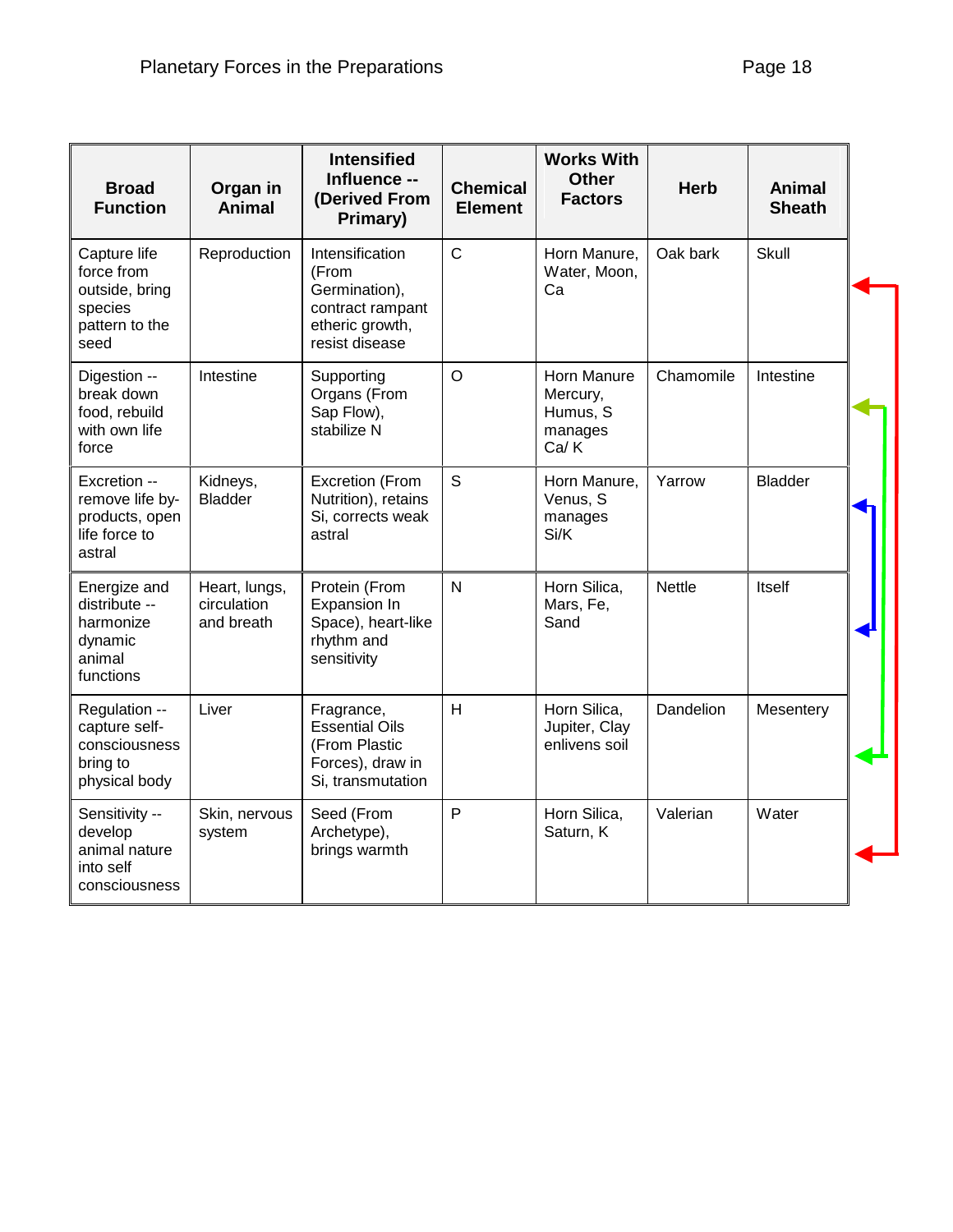| Broad Function | Organ in Animal | Intensified Influence -- (Derived From Primary) | Chemical Element | Works With Other Factors | Herb | Animal Sheath |
|---|---|---|---|---|---|---|
| Capture life force from outside, bring species pattern to the seed | Reproduction | Intensification (From Germination), contract rampant etheric growth, resist disease | C | Horn Manure, Water, Moon, Ca | Oak bark | Skull |
| Digestion -- break down food, rebuild with own life force | Intestine | Supporting Organs (From Sap Flow), stabilize N | O | Horn Manure Mercury, Humus, S manages Ca/ K | Chamomile | Intestine |
| Excretion -- remove life by-products, open life force to astral | Kidneys, Bladder | Excretion (From Nutrition), retains Si, corrects weak astral | S | Horn Manure, Venus, S manages Si/K | Yarrow | Bladder |
| Energize and distribute -- harmonize dynamic animal functions | Heart, lungs, circulation and breath | Protein (From Expansion In Space), heart-like rhythm and sensitivity | N | Horn Silica, Mars, Fe, Sand | Nettle | Itself |
| Regulation -- capture self-consciousness bring to physical body | Liver | Fragrance, Essential Oils (From Plastic Forces), draw in Si, transmutation | H | Horn Silica, Jupiter, Clay enlivens soil | Dandelion | Mesentery |
| Sensitivity -- develop animal nature into self consciousness | Skin, nervous system | Seed (From Archetype), brings warmth | P | Horn Silica, Saturn, K | Valerian | Water |